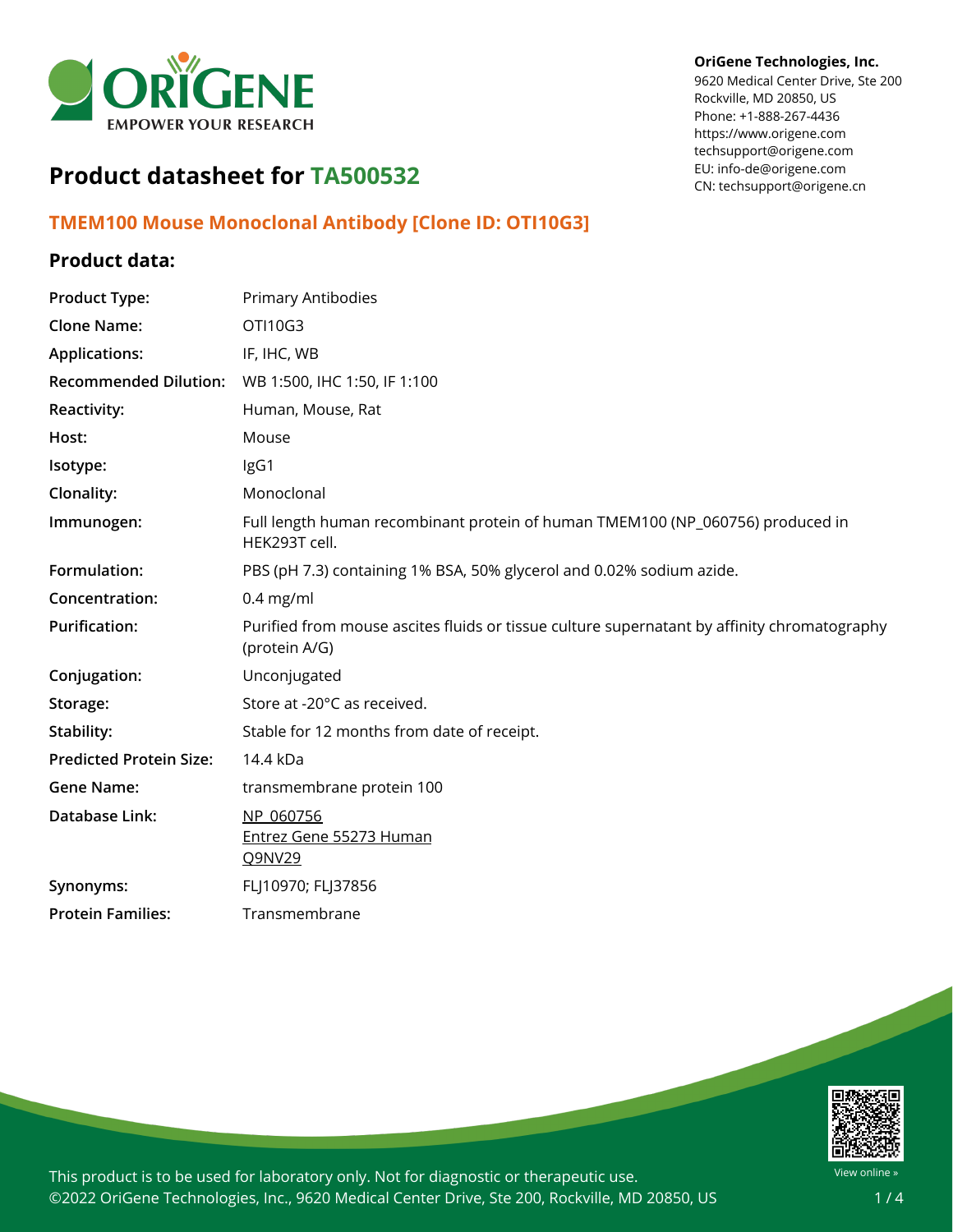**OriGene Technologies, Inc.**
9620 Medical Center Drive, Ste 200
Rockville, MD 20850, US
Phone: +1-888-267-4436
https://www.origene.com
techsupport@origene.com
EU: info-de@origene.com
CN: techsupport@origene.cn

# Product datasheet for TA500532

## TMEM100 Mouse Monoclonal Antibody [Clone ID: OTI10G3]

### Product data:

| | |
|---|---|
| **Product Type:** | Primary Antibodies |
| **Clone Name:** | OTI10G3 |
| **Applications:** | IF, IHC, WB |
| **Recommended Dilution:** | WB 1:500, IHC 1:50, IF 1:100 |
| **Reactivity:** | Human, Mouse, Rat |
| **Host:** | Mouse |
| **Isotype:** | IgG1 |
| **Clonality:** | Monoclonal |
| **Immunogen:** | Full length human recombinant protein of human TMEM100 (NP_060756) produced in HEK293T cell. |
| **Formulation:** | PBS (pH 7.3) containing 1% BSA, 50% glycerol and 0.02% sodium azide. |
| **Concentration:** | 0.4 mg/ml |
| **Purification:** | Purified from mouse ascites fluids or tissue culture supernatant by affinity chromatography (protein A/G) |
| **Conjugation:** | Unconjugated |
| **Storage:** | Store at -20°C as received. |
| **Stability:** | Stable for 12 months from date of receipt. |
| **Predicted Protein Size:** | 14.4 kDa |
| **Gene Name:** | transmembrane protein 100 |
| **Database Link:** | NP_060756<br>Entrez Gene 55273 Human<br>Q9NV29 |
| **Synonyms:** | FLJ10970; FLJ37856 |
| **Protein Families:** | Transmembrane |

This product is to be used for laboratory only. Not for diagnostic or therapeutic use.
©2022 OriGene Technologies, Inc., 9620 Medical Center Drive, Ste 200, Rockville, MD 20850, US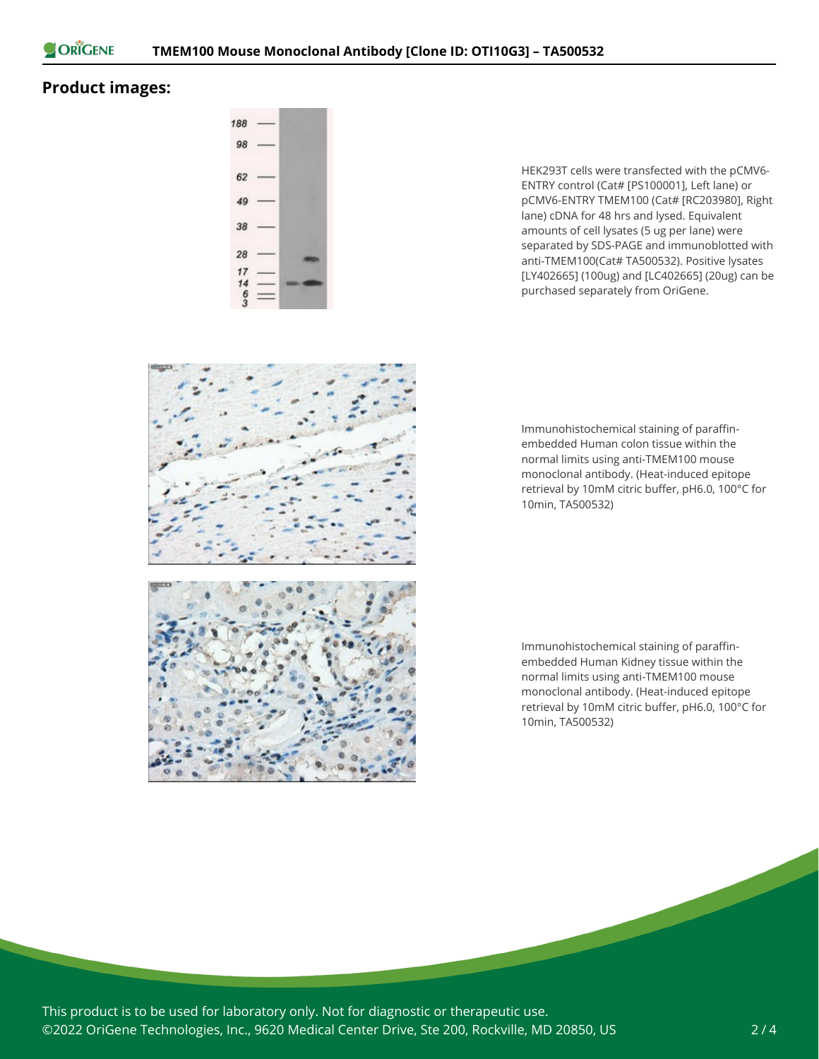## Product images:

HEK293T cells were transfected with the pCMV6-ENTRY control (Cat# [PS100001], Left lane) or pCMV6-ENTRY TMEM100 (Cat# [RC203980], Right lane) cDNA for 48 hrs and lysed. Equivalent amounts of cell lysates (5 ug per lane) were separated by SDS-PAGE and immunoblotted with anti-TMEM100(Cat# TA500532). Positive lysates [LY402665] (100ug) and [LC402665] (20ug) can be purchased separately from OriGene.

Immunohistochemical staining of paraffin-embedded Human colon tissue within the normal limits using anti-TMEM100 mouse monoclonal antibody. (Heat-induced epitope retrieval by 10mM citric buffer, pH6.0, 100°C for 10min, TA500532)

Immunohistochemical staining of paraffin-embedded Human Kidney tissue within the normal limits using anti-TMEM100 mouse monoclonal antibody. (Heat-induced epitope retrieval by 10mM citric buffer, pH6.0, 100°C for 10min, TA500532)

This product is to be used for laboratory only. Not for diagnostic or therapeutic use.
©2022 OriGene Technologies, Inc., 9620 Medical Center Drive, Ste 200, Rockville, MD 20850, US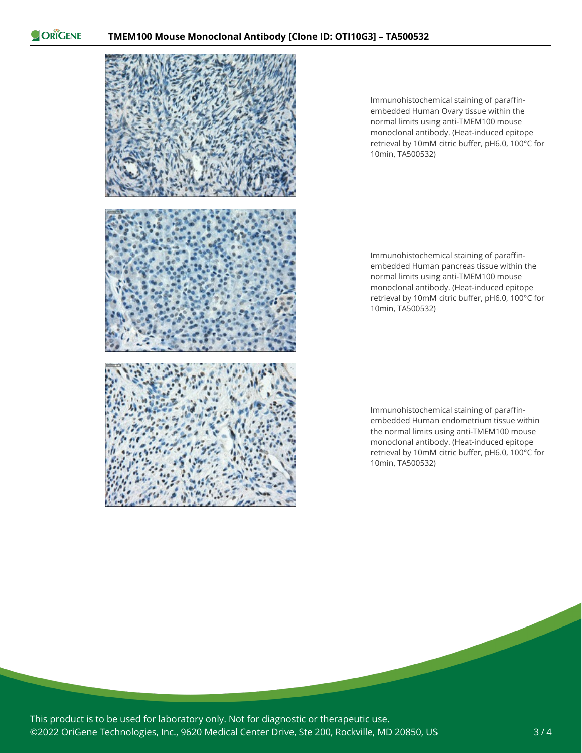Immunohistochemical staining of paraffin-embedded Human Ovary tissue within the normal limits using anti-TMEM100 mouse monoclonal antibody. (Heat-induced epitope retrieval by 10mM citric buffer, pH6.0, 100°C for 10min, TA500532)

Immunohistochemical staining of paraffin-embedded Human pancreas tissue within the normal limits using anti-TMEM100 mouse monoclonal antibody. (Heat-induced epitope retrieval by 10mM citric buffer, pH6.0, 100°C for 10min, TA500532)

Immunohistochemical staining of paraffin-embedded Human endometrium tissue within the normal limits using anti-TMEM100 mouse monoclonal antibody. (Heat-induced epitope retrieval by 10mM citric buffer, pH6.0, 100°C for 10min, TA500532)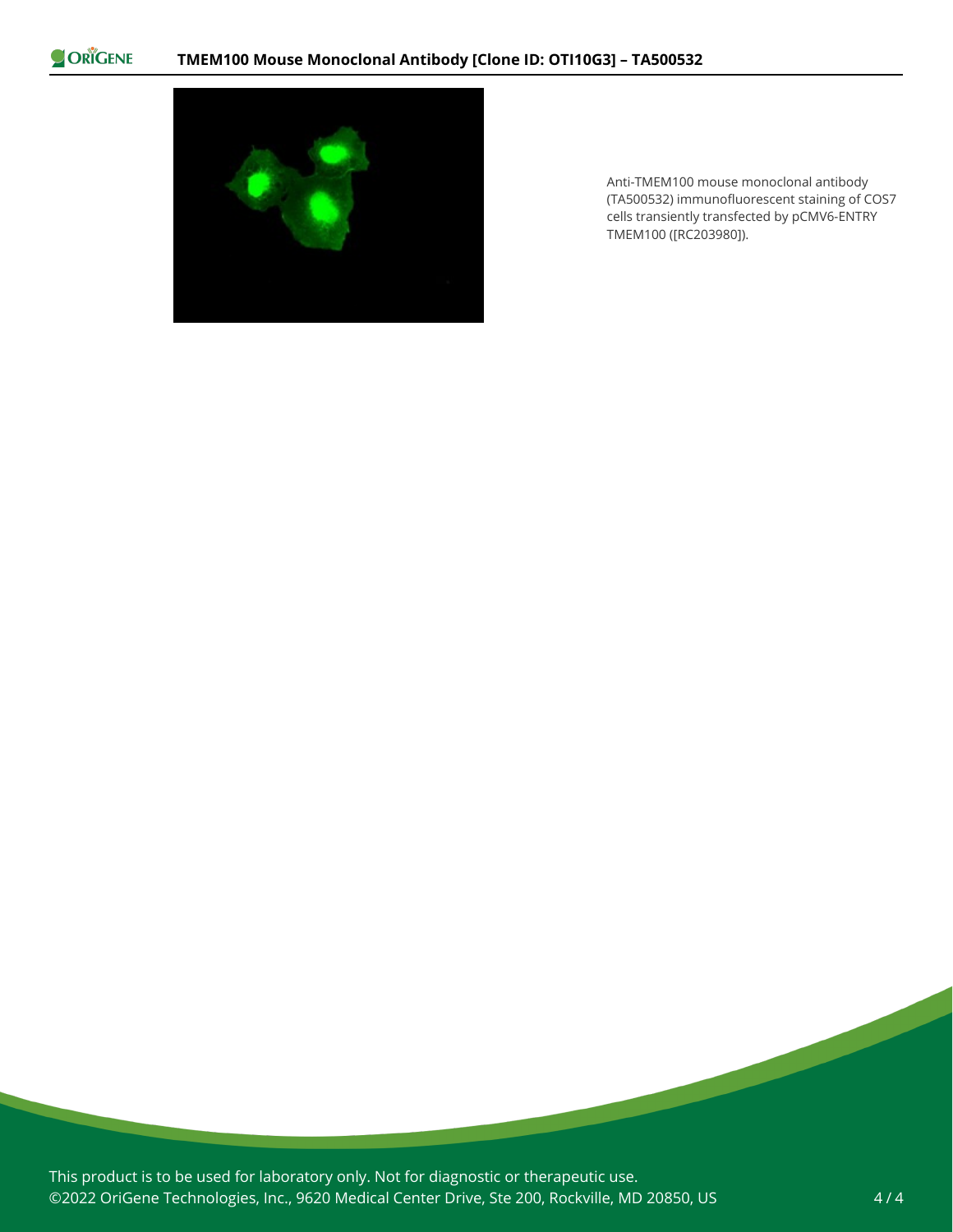Anti-TMEM100 mouse monoclonal antibody (TA500532) immunofluorescent staining of COS7 cells transiently transfected by pCMV6-ENTRY TMEM100 ([RC203980]).